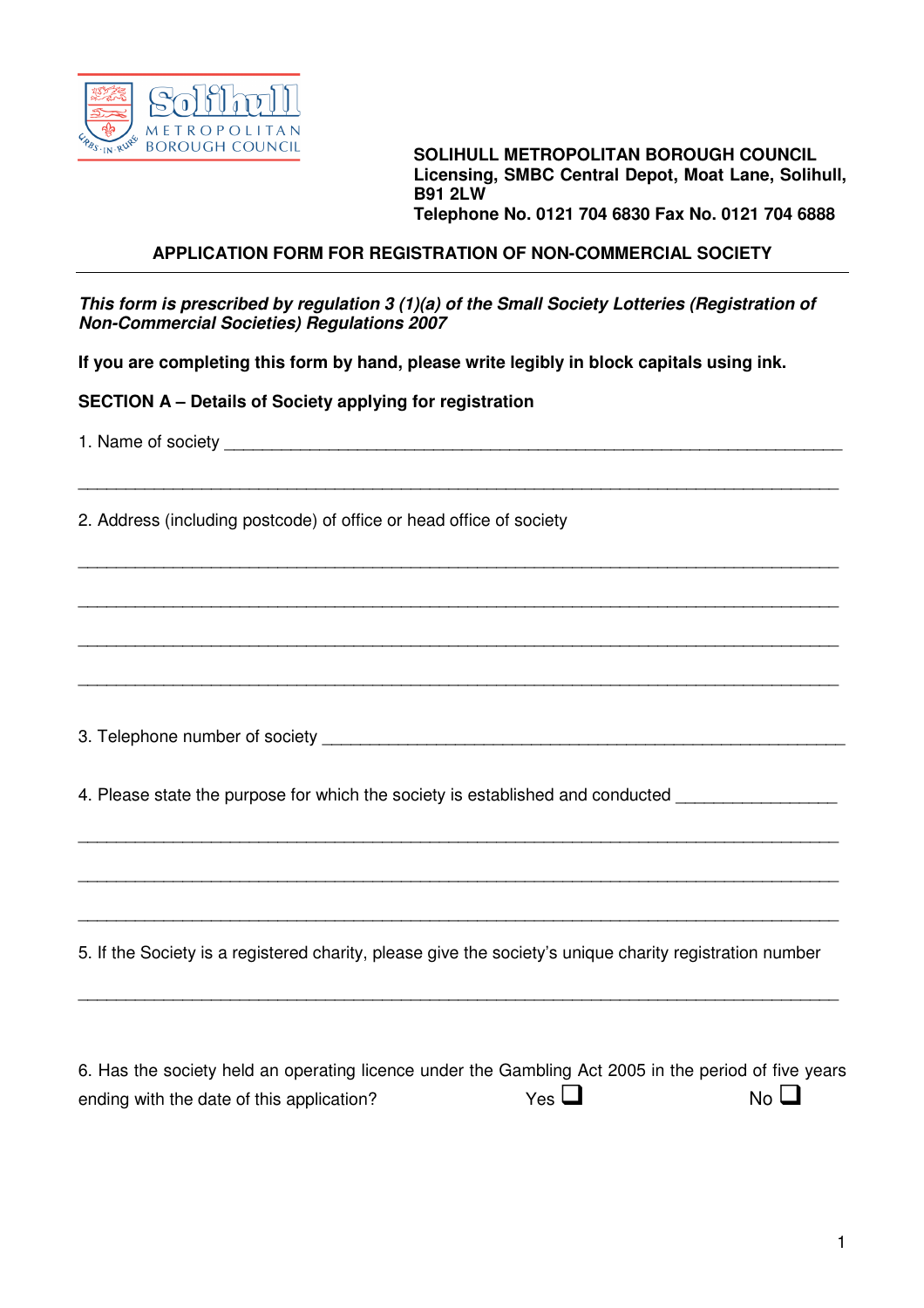**SOLIHULL METROPOLITAN BOROUGH COUNCIL**
**Licensing, SMBC Central Depot, Moat Lane, Solihull, B91 2LW**
**Telephone No. 0121 704 6830 Fax No. 0121 704 6888**

## APPLICATION FORM FOR REGISTRATION OF NON-COMMERCIAL SOCIETY

***This form is prescribed by regulation 3 (1)(a) of the Small Society Lotteries (Registration of Non-Commercial Societies) Regulations 2007***

**If you are completing this form by hand, please write legibly in block capitals using ink.**

**SECTION A – Details of Society applying for registration**

1. Name of society ____________________________________________________________

____________________________________________________________________________

2. Address (including postcode) of office or head office of society

____________________________________________________________________________

____________________________________________________________________________

____________________________________________________________________________

____________________________________________________________________________

3. Telephone number of society ___________________________________________________

4. Please state the purpose for which the society is established and conducted _______________

____________________________________________________________________________

____________________________________________________________________________

____________________________________________________________________________

5. If the Society is a registered charity, please give the society's unique charity registration number

____________________________________________________________________________

6. Has the society held an operating licence under the Gambling Act 2005 in the period of five years ending with the date of this application? Yes ☐ No ☐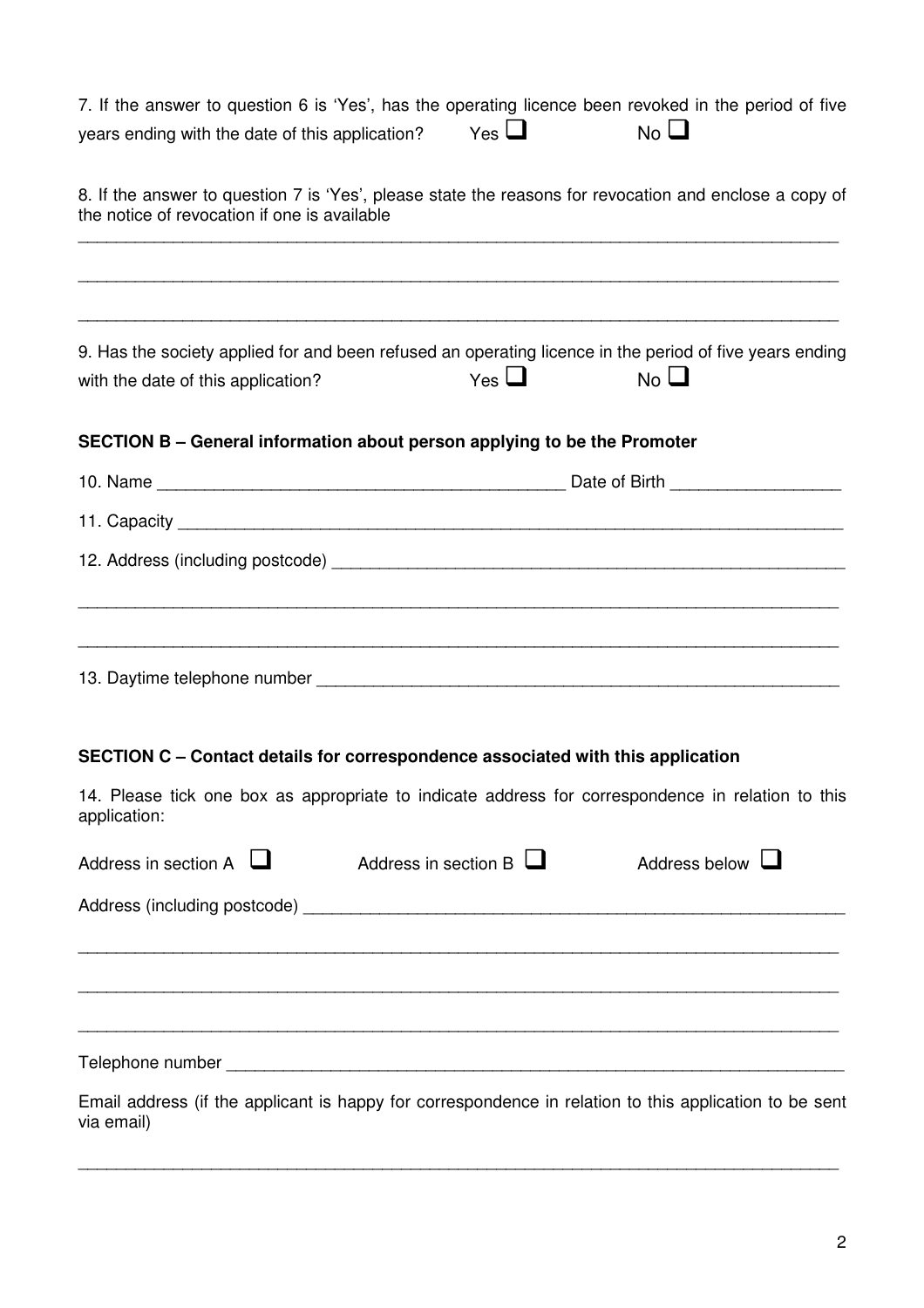7. If the answer to question 6 is 'Yes', has the operating licence been revoked in the period of five years ending with the date of this application? Yes ❑ No ❑

8. If the answer to question 7 is 'Yes', please state the reasons for revocation and enclose a copy of the notice of revocation if one is available

_______________________________________________________________________________

_______________________________________________________________________________

_______________________________________________________________________________

9. Has the society applied for and been refused an operating licence in the period of five years ending with the date of this application? Yes ❑ No ❑

**SECTION B – General information about person applying to be the Promoter**

10. Name ____________________________________________ Date of Birth __________________

11. Capacity _________________________________________________________________________

12. Address (including postcode) _______________________________________________________

_______________________________________________________________________________

_______________________________________________________________________________

13. Daytime telephone number _________________________________________________________

**SECTION C – Contact details for correspondence associated with this application**

14. Please tick one box as appropriate to indicate address for correspondence in relation to this application:

Address in section A ❑ Address in section B ❑ Address below ❑

Address (including postcode) ___________________________________________________________

_______________________________________________________________________________

_______________________________________________________________________________

_______________________________________________________________________________

Telephone number ___________________________________________________________________

Email address (if the applicant is happy for correspondence in relation to this application to be sent via email)

_______________________________________________________________________________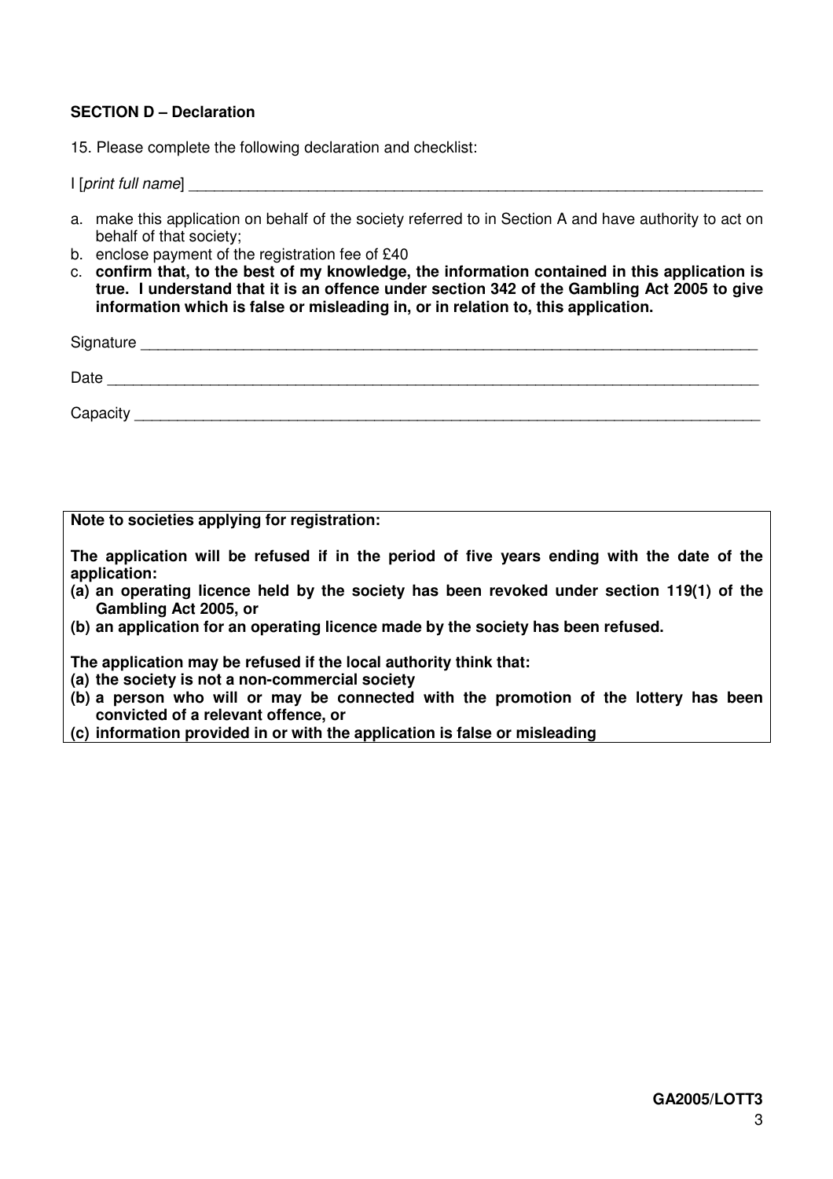**SECTION D – Declaration**

15. Please complete the following declaration and checklist:

I [*print full name*] ___________________________________________________________________

a. make this application on behalf of the society referred to in Section A and have authority to act on behalf of that society;
b. enclose payment of the registration fee of £40
c. **confirm that, to the best of my knowledge, the information contained in this application is true. I understand that it is an offence under section 342 of the Gambling Act 2005 to give information which is false or misleading in, or in relation to, this application.**

Signature ___________________________________________________________________________

Date _______________________________________________________________________________

Capacity ____________________________________________________________________________

**Note to societies applying for registration:**

**The application will be refused if in the period of five years ending with the date of the application:**

**(a) an operating licence held by the society has been revoked under section 119(1) of the Gambling Act 2005, or**
**(b) an application for an operating licence made by the society has been refused.**

**The application may be refused if the local authority think that:**

**(a) the society is not a non-commercial society**
**(b) a person who will or may be connected with the promotion of the lottery has been convicted of a relevant offence, or**
**(c) information provided in or with the application is false or misleading**

**GA2005/LOTT3**